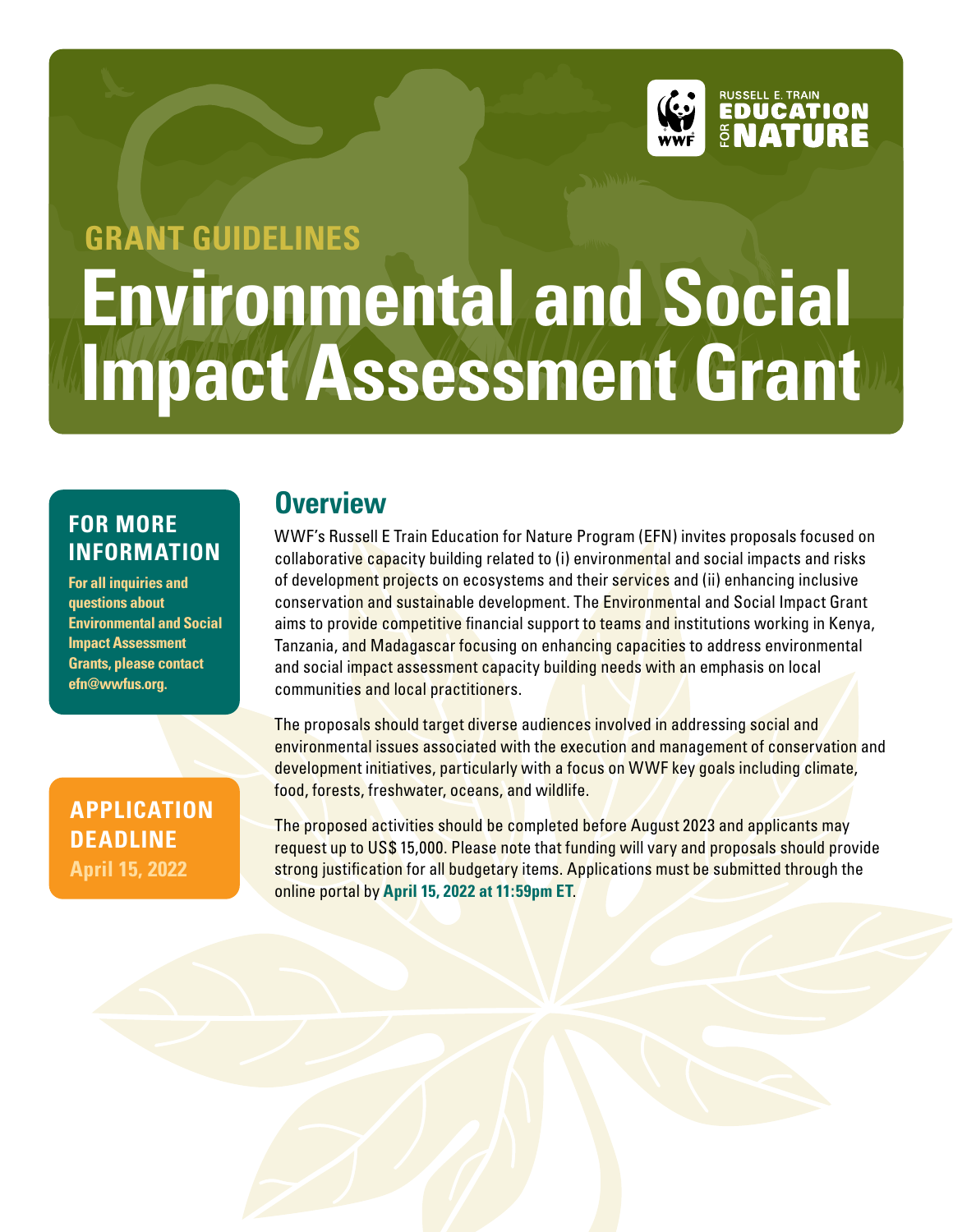RUSSELL E. TRAIN EDUCATION FOR NATURE

## GRANT GUIDELINES

# Environmental and Social Impact Assessment Grant

### FOR MORE INFORMATION

**For all inquiries and questions about Environmental and Social Impact Assessment Grants, please contact efn@wwfus.org.**

### APPLICATION DEADLINE

**April 15, 2022**

## Overview

WWF's Russell E Train Education for Nature Program (EFN) invites proposals focused on collaborative capacity building related to (i) environmental and social impacts and risks of development projects on ecosystems and their services and (ii) enhancing inclusive conservation and sustainable development. The Environmental and Social Impact Grant aims to provide competitive financial support to teams and institutions working in Kenya, Tanzania, and Madagascar focusing on enhancing capacities to address environmental and social impact assessment capacity building needs with an emphasis on local communities and local practitioners.

The proposals should target diverse audiences involved in addressing social and environmental issues associated with the execution and management of conservation and development initiatives, particularly with a focus on WWF key goals including climate, food, forests, freshwater, oceans, and wildlife.

The proposed activities should be completed before August 2023 and applicants may request up to US$ 15,000. Please note that funding will vary and proposals should provide strong justification for all budgetary items. Applications must be submitted through the online portal by **April 15, 2022 at 11:59pm ET**.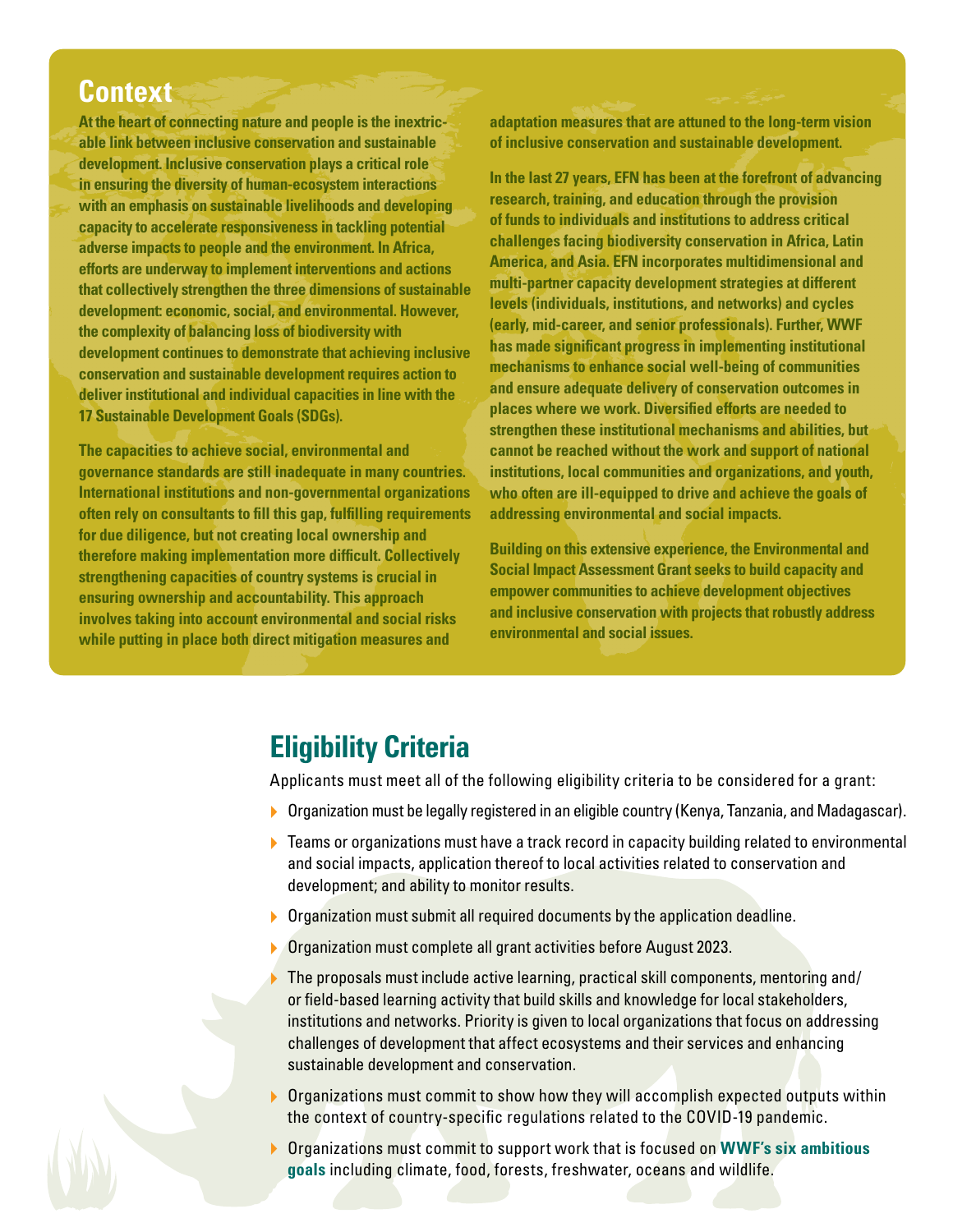## Context

**At the heart of connecting nature and people is the inextricable link between inclusive conservation and sustainable development. Inclusive conservation plays a critical role in ensuring the diversity of human-ecosystem interactions with an emphasis on sustainable livelihoods and developing capacity to accelerate responsiveness in tackling potential adverse impacts to people and the environment. In Africa, efforts are underway to implement interventions and actions that collectively strengthen the three dimensions of sustainable development: economic, social, and environmental. However, the complexity of balancing loss of biodiversity with development continues to demonstrate that achieving inclusive conservation and sustainable development requires action to deliver institutional and individual capacities in line with the 17 Sustainable Development Goals (SDGs).**

**The capacities to achieve social, environmental and governance standards are still inadequate in many countries. International institutions and non-governmental organizations often rely on consultants to fill this gap, fulfilling requirements for due diligence, but not creating local ownership and therefore making implementation more difficult. Collectively strengthening capacities of country systems is crucial in ensuring ownership and accountability. This approach involves taking into account environmental and social risks while putting in place both direct mitigation measures and adaptation measures that are attuned to the long-term vision of inclusive conservation and sustainable development.**

**In the last 27 years, EFN has been at the forefront of advancing research, training, and education through the provision of funds to individuals and institutions to address critical challenges facing biodiversity conservation in Africa, Latin America, and Asia. EFN incorporates multidimensional and multi-partner capacity development strategies at different levels (individuals, institutions, and networks) and cycles (early, mid-career, and senior professionals). Further, WWF has made significant progress in implementing institutional mechanisms to enhance social well-being of communities and ensure adequate delivery of conservation outcomes in places where we work. Diversified efforts are needed to strengthen these institutional mechanisms and abilities, but cannot be reached without the work and support of national institutions, local communities and organizations, and youth, who often are ill-equipped to drive and achieve the goals of addressing environmental and social impacts.**

**Building on this extensive experience, the Environmental and Social Impact Assessment Grant seeks to build capacity and empower communities to achieve development objectives and inclusive conservation with projects that robustly address environmental and social issues.**

## Eligibility Criteria

Applicants must meet all of the following eligibility criteria to be considered for a grant:

- Organization must be legally registered in an eligible country (Kenya, Tanzania, and Madagascar).
- Teams or organizations must have a track record in capacity building related to environmental and social impacts, application thereof to local activities related to conservation and development; and ability to monitor results.
- Organization must submit all required documents by the application deadline.
- Organization must complete all grant activities before August 2023.
- The proposals must include active learning, practical skill components, mentoring and/or field-based learning activity that build skills and knowledge for local stakeholders, institutions and networks. Priority is given to local organizations that focus on addressing challenges of development that affect ecosystems and their services and enhancing sustainable development and conservation.
- Organizations must commit to show how they will accomplish expected outputs within the context of country-specific regulations related to the COVID-19 pandemic.
- Organizations must commit to support work that is focused on **WWF's six ambitious goals** including climate, food, forests, freshwater, oceans and wildlife.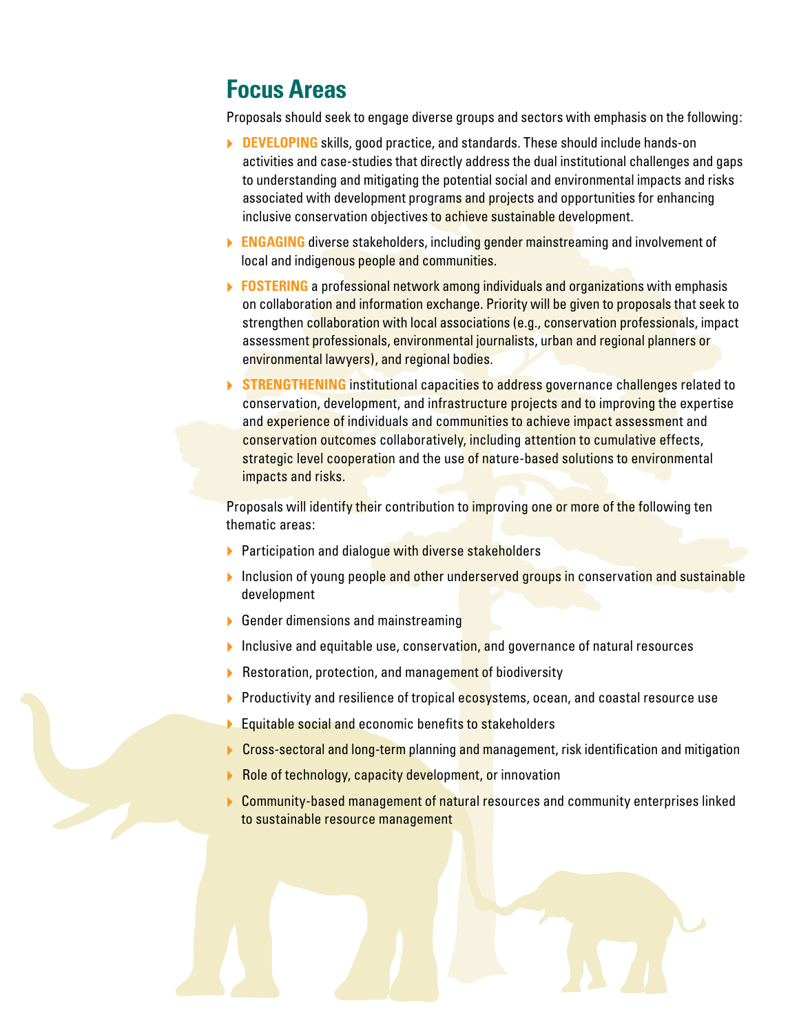## Focus Areas

Proposals should seek to engage diverse groups and sectors with emphasis on the following:

- **DEVELOPING** skills, good practice, and standards. These should include hands-on activities and case-studies that directly address the dual institutional challenges and gaps to understanding and mitigating the potential social and environmental impacts and risks associated with development programs and projects and opportunities for enhancing inclusive conservation objectives to achieve sustainable development.
- **ENGAGING** diverse stakeholders, including gender mainstreaming and involvement of local and indigenous people and communities.
- **FOSTERING** a professional network among individuals and organizations with emphasis on collaboration and information exchange. Priority will be given to proposals that seek to strengthen collaboration with local associations (e.g., conservation professionals, impact assessment professionals, environmental journalists, urban and regional planners or environmental lawyers), and regional bodies.
- **STRENGTHENING** institutional capacities to address governance challenges related to conservation, development, and infrastructure projects and to improving the expertise and experience of individuals and communities to achieve impact assessment and conservation outcomes collaboratively, including attention to cumulative effects, strategic level cooperation and the use of nature-based solutions to environmental impacts and risks.

Proposals will identify their contribution to improving one or more of the following ten thematic areas:

- Participation and dialogue with diverse stakeholders
- Inclusion of young people and other underserved groups in conservation and sustainable development
- Gender dimensions and mainstreaming
- Inclusive and equitable use, conservation, and governance of natural resources
- Restoration, protection, and management of biodiversity
- Productivity and resilience of tropical ecosystems, ocean, and coastal resource use
- Equitable social and economic benefits to stakeholders
- Cross-sectoral and long-term planning and management, risk identification and mitigation
- Role of technology, capacity development, or innovation
- Community-based management of natural resources and community enterprises linked to sustainable resource management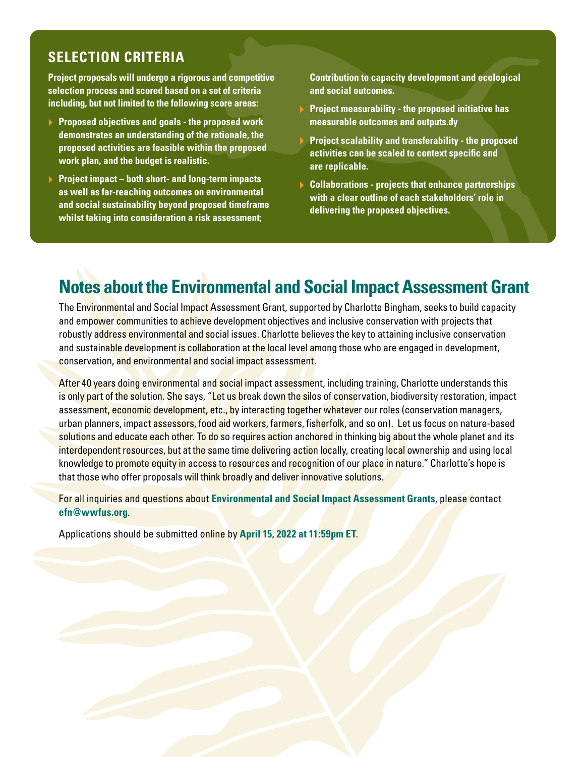## SELECTION CRITERIA

**Project proposals will undergo a rigorous and competitive selection process and scored based on a set of criteria including, but not limited to the following score areas:**

- **Proposed objectives and goals - the proposed work demonstrates an understanding of the rationale, the proposed activities are feasible within the proposed work plan, and the budget is realistic.**
- **Project impact – both short- and long-term impacts as well as far-reaching outcomes on environmental and social sustainability beyond proposed timeframe whilst taking into consideration a risk assessment; Contribution to capacity development and ecological and social outcomes.**
- **Project measurability - the proposed initiative has measurable outcomes and outputs.dy**
- **Project scalability and transferability - the proposed activities can be scaled to context specific and are replicable.**
- **Collaborations - projects that enhance partnerships with a clear outline of each stakeholders' role in delivering the proposed objectives.**

## Notes about the Environmental and Social Impact Assessment Grant

The Environmental and Social Impact Assessment Grant, supported by Charlotte Bingham, seeks to build capacity and empower communities to achieve development objectives and inclusive conservation with projects that robustly address environmental and social issues. Charlotte believes the key to attaining inclusive conservation and sustainable development is collaboration at the local level among those who are engaged in development, conservation, and environmental and social impact assessment.

After 40 years doing environmental and social impact assessment, including training, Charlotte understands this is only part of the solution. She says, "Let us break down the silos of conservation, biodiversity restoration, impact assessment, economic development, etc., by interacting together whatever our roles (conservation managers, urban planners, impact assessors, food aid workers, farmers, fisherfolk, and so on). Let us focus on nature-based solutions and educate each other. To do so requires action anchored in thinking big about the whole planet and its interdependent resources, but at the same time delivering action locally, creating local ownership and using local knowledge to promote equity in access to resources and recognition of our place in nature." Charlotte's hope is that those who offer proposals will think broadly and deliver innovative solutions.

For all inquiries and questions about **Environmental and Social Impact Assessment Grants**, please contact **efn@wwfus.org**.

Applications should be submitted online by **April 15, 2022 at 11:59pm ET**.